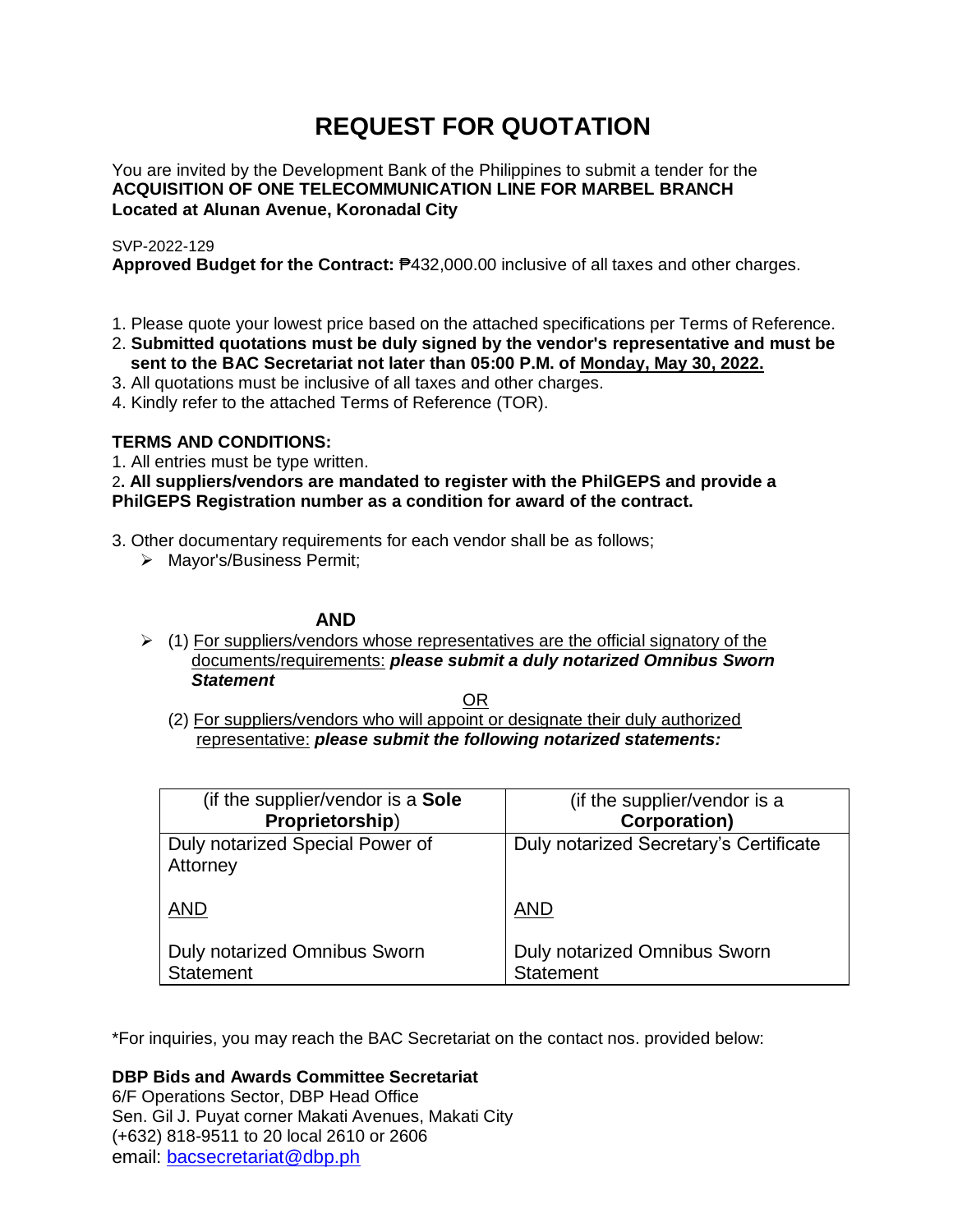# REQUEST FOR QUOTATION

You are invited by the Development Bank of the Philippines to submit a tender for the
**ACQUISITION OF ONE TELECOMMUNICATION LINE FOR MARBEL BRANCH**
**Located at Alunan Avenue, Koronadal City**

SVP-2022-129
**Approved Budget for the Contract:** ₱432,000.00 inclusive of all taxes and other charges.

1. Please quote your lowest price based on the attached specifications per Terms of Reference.
2. **Submitted quotations must be duly signed by the vendor's representative and must be sent to the BAC Secretariat not later than 05:00 P.M. of <u>Monday, May 30, 2022.</u>**
3. All quotations must be inclusive of all taxes and other charges.
4. Kindly refer to the attached Terms of Reference (TOR).

**TERMS AND CONDITIONS:**

1. All entries must be type written.
2. **All suppliers/vendors are mandated to register with the PhilGEPS and provide a PhilGEPS Registration number as a condition for award of the contract.**
3. Other documentary requirements for each vendor shall be as follows;
   - Mayor's/Business Permit;

**AND**

   - (1) <u>For suppliers/vendors whose representatives are the official signatory of the documents/requirements:</u> ***please submit a duly notarized Omnibus Sworn Statement***

     <u>OR</u>

     (2) <u>For suppliers/vendors who will appoint or designate their duly authorized representative:</u> ***please submit the following notarized statements:***

| (if the supplier/vendor is a **Sole Proprietorship**) | (if the supplier/vendor is a **Corporation)** |
|---|---|
| Duly notarized Special Power of Attorney<br><br><u>AND</u><br><br>Duly notarized Omnibus Sworn Statement | Duly notarized Secretary's Certificate<br><br><u>AND</u><br><br>Duly notarized Omnibus Sworn Statement |

*For inquiries, you may reach the BAC Secretariat on the contact nos. provided below:

**DBP Bids and Awards Committee Secretariat**
6/F Operations Sector, DBP Head Office
Sen. Gil J. Puyat corner Makati Avenues, Makati City
(+632) 818-9511 to 20 local 2610 or 2606
email: bacsecretariat@dbp.ph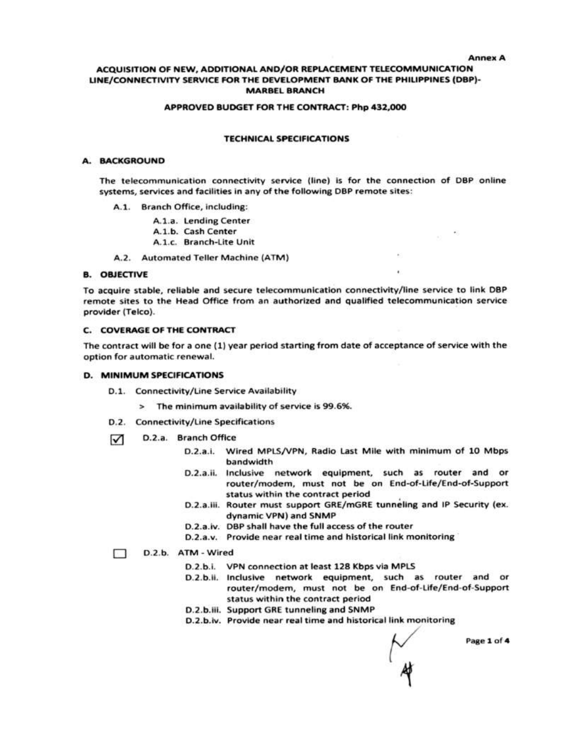Annex A

# ACQUISITION OF NEW, ADDITIONAL AND/OR REPLACEMENT TELECOMMUNICATION LINE/CONNECTIVITY SERVICE FOR THE DEVELOPMENT BANK OF THE PHILIPPINES (DBP)-MARBEL BRANCH

## APPROVED BUDGET FOR THE CONTRACT: Php 432,000

## TECHNICAL SPECIFICATIONS

### A. BACKGROUND

The telecommunication connectivity service (line) is for the connection of DBP online systems, services and facilities in any of the following DBP remote sites:

- A.1. Branch Office, including:
  - A.1.a. Lending Center
  - A.1.b. Cash Center
  - A.1.c. Branch-Lite Unit
- A.2. Automated Teller Machine (ATM)

### B. OBJECTIVE

To acquire stable, reliable and secure telecommunication connectivity/line service to link DBP remote sites to the Head Office from an authorized and qualified telecommunication service provider (Telco).

### C. COVERAGE OF THE CONTRACT

The contract will be for a one (1) year period starting from date of acceptance of service with the option for automatic renewal.

### D. MINIMUM SPECIFICATIONS

- D.1. Connectivity/Line Service Availability
  - > The minimum availability of service is 99.6%.
- D.2. Connectivity/Line Specifications

☑ D.2.a. Branch Office

- D.2.a.i. Wired MPLS/VPN, Radio Last Mile with minimum of 10 Mbps bandwidth
- D.2.a.ii. Inclusive network equipment, such as router and or router/modem, must not be on End-of-Life/End-of-Support status within the contract period
- D.2.a.iii. Router must support GRE/mGRE tunneling and IP Security (ex. dynamic VPN) and SNMP
- D.2.a.iv. DBP shall have the full access of the router
- D.2.a.v. Provide near real time and historical link monitoring

☐ D.2.b. ATM - Wired

- D.2.b.i. VPN connection at least 128 Kbps via MPLS
- D.2.b.ii. Inclusive network equipment, such as router and or router/modem, must not be on End-of-Life/End-of-Support status within the contract period
- D.2.b.iii. Support GRE tunneling and SNMP
- D.2.b.iv. Provide near real time and historical link monitoring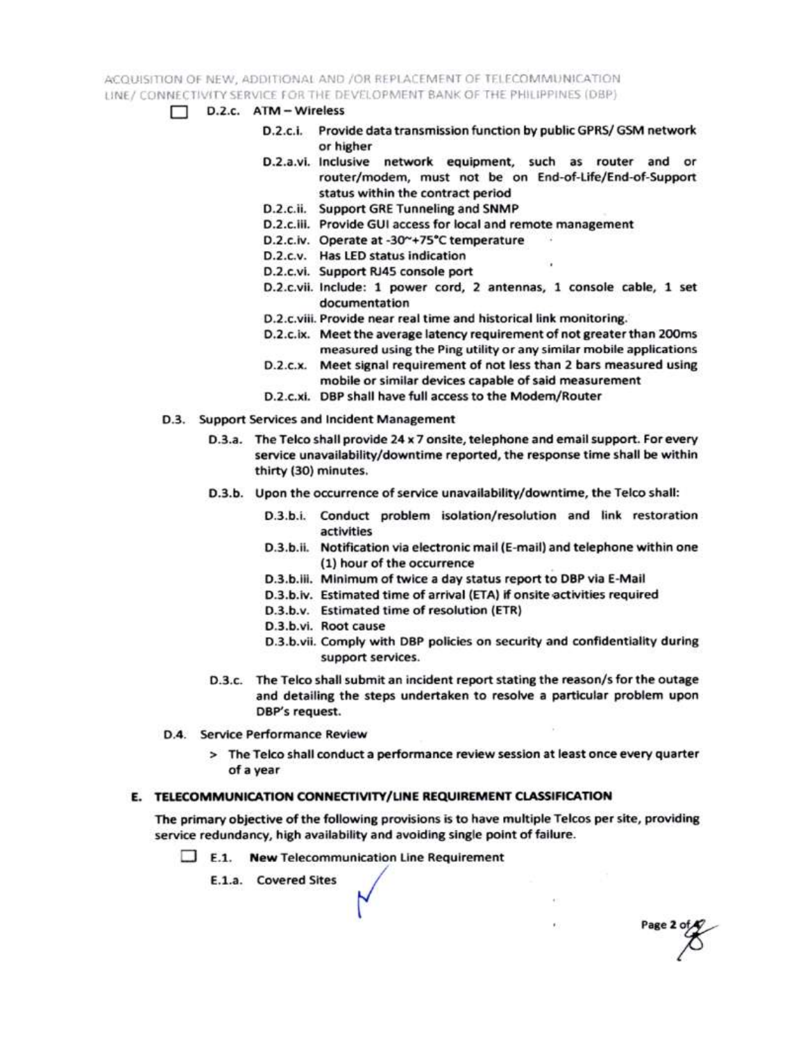- [ ] D.2.c. ATM – Wireless

  - D.2.c.i. Provide data transmission function by public GPRS/ GSM network or higher
  - D.2.a.vi. Inclusive network equipment, such as router and or router/modem, must not be on End-of-Life/End-of-Support status within the contract period
  - D.2.c.ii. Support GRE Tunneling and SNMP
  - D.2.c.iii. Provide GUI access for local and remote management
  - D.2.c.iv. Operate at -30~+75°C temperature
  - D.2.c.v. Has LED status indication
  - D.2.c.vi. Support RJ45 console port
  - D.2.c.vii. Include: 1 power cord, 2 antennas, 1 console cable, 1 set documentation
  - D.2.c.viii. Provide near real time and historical link monitoring.
  - D.2.c.ix. Meet the average latency requirement of not greater than 200ms measured using the Ping utility or any similar mobile applications
  - D.2.c.x. Meet signal requirement of not less than 2 bars measured using mobile or similar devices capable of said measurement
  - D.2.c.xi. DBP shall have full access to the Modem/Router

D.3. Support Services and Incident Management

- D.3.a. The Telco shall provide 24 x 7 onsite, telephone and email support. For every service unavailability/downtime reported, the response time shall be within thirty (30) minutes.
- D.3.b. Upon the occurrence of service unavailability/downtime, the Telco shall:
  - D.3.b.i. Conduct problem isolation/resolution and link restoration activities
  - D.3.b.ii. Notification via electronic mail (E-mail) and telephone within one (1) hour of the occurrence
  - D.3.b.iii. Minimum of twice a day status report to DBP via E-Mail
  - D.3.b.iv. Estimated time of arrival (ETA) if onsite activities required
  - D.3.b.v. Estimated time of resolution (ETR)
  - D.3.b.vi. Root cause
  - D.3.b.vii. Comply with DBP policies on security and confidentiality during support services.
- D.3.c. The Telco shall submit an incident report stating the reason/s for the outage and detailing the steps undertaken to resolve a particular problem upon DBP's request.

D.4. Service Performance Review

> The Telco shall conduct a performance review session at least once every quarter of a year

## E. TELECOMMUNICATION CONNECTIVITY/LINE REQUIREMENT CLASSIFICATION

The primary objective of the following provisions is to have multiple Telcos per site, providing service redundancy, high availability and avoiding single point of failure.

- [ ] E.1. **New** Telecommunication Line Requirement

  E.1.a. Covered Sites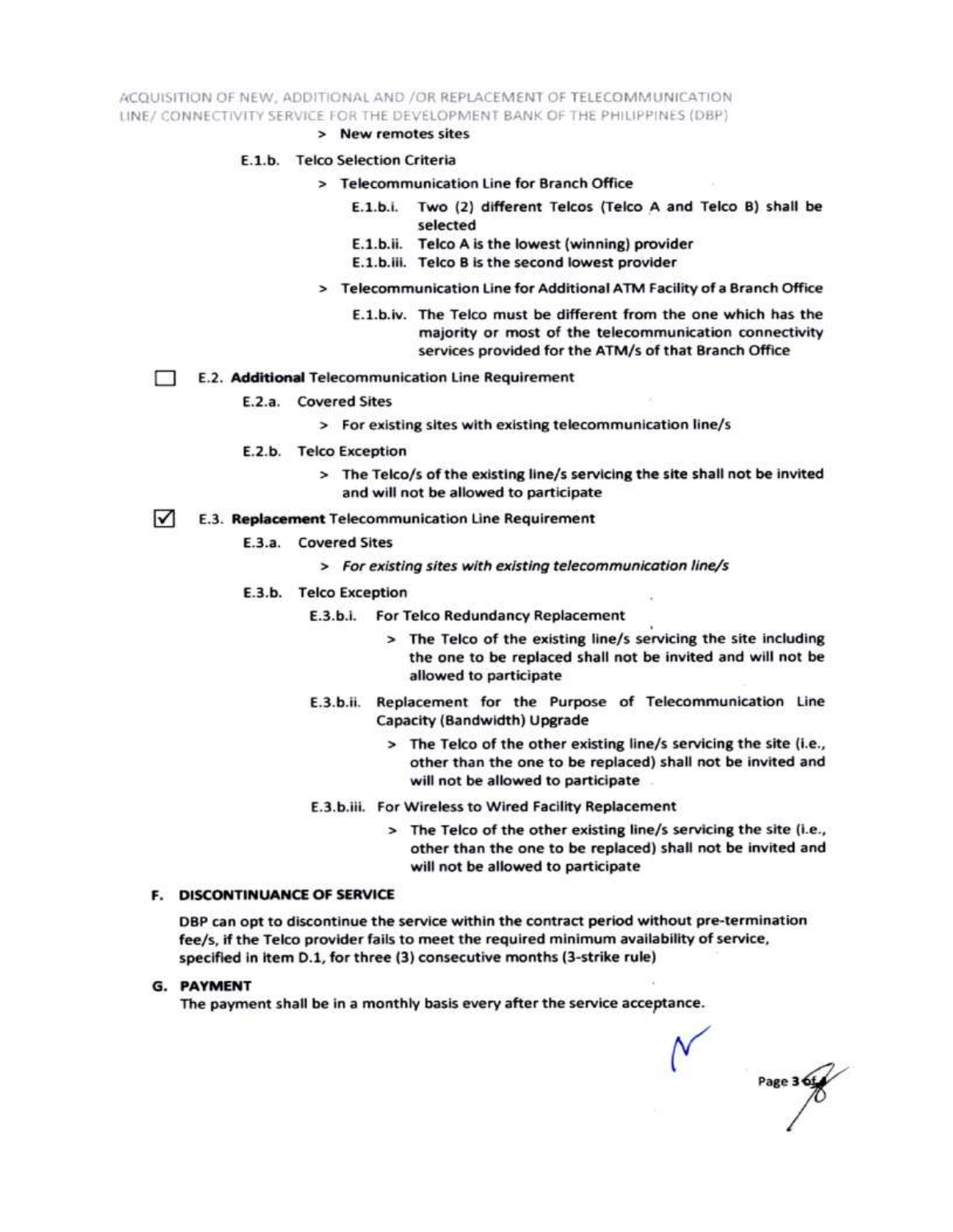- > New remotes sites

E.1.b. Telco Selection Criteria

- > Telecommunication Line for Branch Office
  - E.1.b.i. Two (2) different Telcos (Telco A and Telco B) shall be selected
  - E.1.b.ii. Telco A is the lowest (winning) provider
  - E.1.b.iii. Telco B is the second lowest provider
- > Telecommunication Line for Additional ATM Facility of a Branch Office
  - E.1.b.iv. The Telco must be different from the one which has the majority or most of the telecommunication connectivity services provided for the ATM/s of that Branch Office

☐ E.2. **Additional** Telecommunication Line Requirement

E.2.a. Covered Sites

- > For existing sites with existing telecommunication line/s

E.2.b. Telco Exception

- > The Telco/s of the existing line/s servicing the site shall not be invited and will not be allowed to participate

☑ E.3. **Replacement** Telecommunication Line Requirement

E.3.a. Covered Sites

- > *For existing sites with existing telecommunication line/s*

E.3.b. Telco Exception

E.3.b.i. For Telco Redundancy Replacement

- > The Telco of the existing line/s servicing the site including the one to be replaced shall not be invited and will not be allowed to participate

E.3.b.ii. Replacement for the Purpose of Telecommunication Line Capacity (Bandwidth) Upgrade

- > The Telco of the other existing line/s servicing the site (i.e., other than the one to be replaced) shall not be invited and will not be allowed to participate

E.3.b.iii. For Wireless to Wired Facility Replacement

- > The Telco of the other existing line/s servicing the site (i.e., other than the one to be replaced) shall not be invited and will not be allowed to participate

## F. DISCONTINUANCE OF SERVICE

DBP can opt to discontinue the service within the contract period without pre-termination fee/s, if the Telco provider fails to meet the required minimum availability of service, specified in item D.1, for three (3) consecutive months (3-strike rule)

## G. PAYMENT

The payment shall be in a monthly basis every after the service acceptance.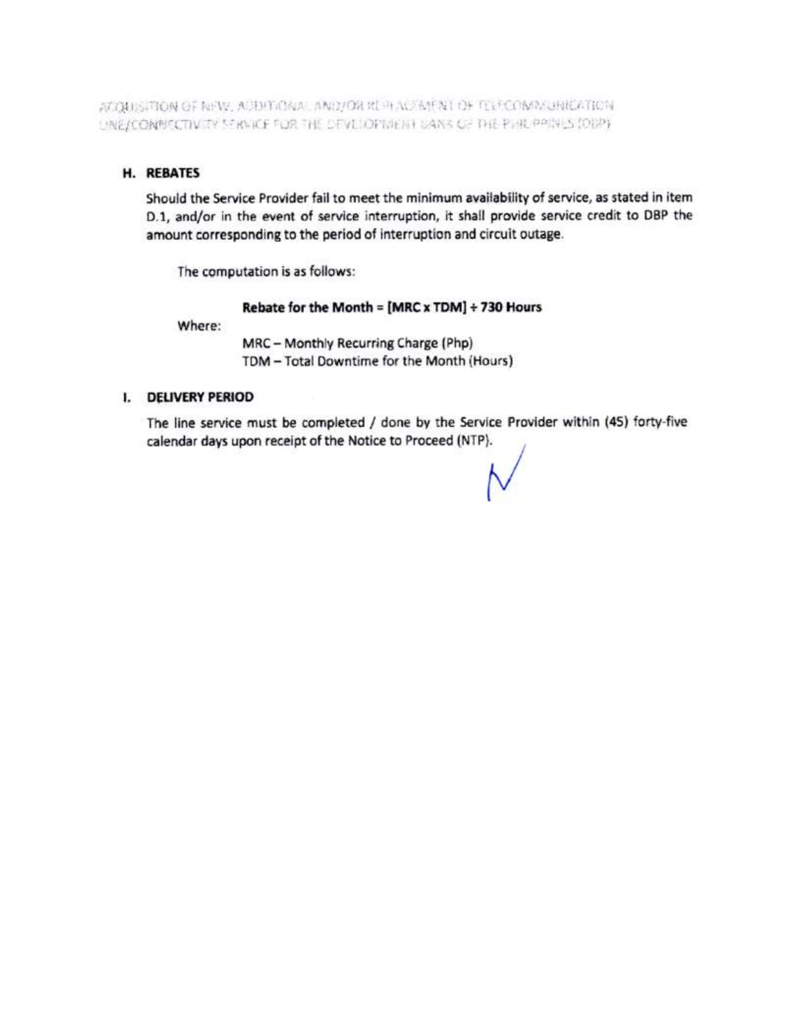## H. REBATES

Should the Service Provider fail to meet the minimum availability of service, as stated in item D.1, and/or in the event of service interruption, it shall provide service credit to DBP the amount corresponding to the period of interruption and circuit outage.

The computation is as follows:

**Rebate for the Month = [MRC x TDM] ÷ 730 Hours**

Where:

MRC – Monthly Recurring Charge (Php)
TDM – Total Downtime for the Month (Hours)

## I. DELIVERY PERIOD

The line service must be completed / done by the Service Provider within (45) forty-five calendar days upon receipt of the Notice to Proceed (NTP).